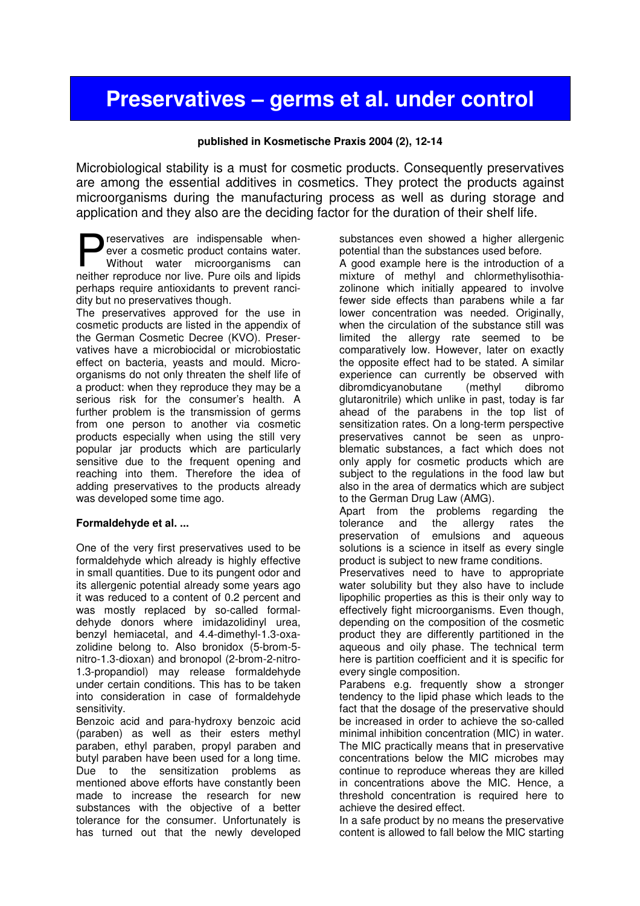# Preservatives – germs et al. under control

**published in Kosmetische Praxis 2004 (2), 12-14**

Microbiological stability is a must for cosmetic products. Consequently preservatives are among the essential additives in cosmetics. They protect the products against microorganisms during the manufacturing process as well as during storage and application and they also are the deciding factor for the duration of their shelf life.

Preservatives are indispensable whenever a cosmetic product contains water. Without water microorganisms can neither reproduce nor live. Pure oils and lipids perhaps require antioxidants to prevent rancidity but no preservatives though.

The preservatives approved for the use in cosmetic products are listed in the appendix of the German Cosmetic Decree (KVO). Preservatives have a microbiocidal or microbiostatic effect on bacteria, yeasts and mould. Microorganisms do not only threaten the shelf life of a product: when they reproduce they may be a serious risk for the consumer's health. A further problem is the transmission of germs from one person to another via cosmetic products especially when using the still very popular jar products which are particularly sensitive due to the frequent opening and reaching into them. Therefore the idea of adding preservatives to the products already was developed some time ago.

**Formaldehyde et al. ...**

One of the very first preservatives used to be formaldehyde which already is highly effective in small quantities. Due to its pungent odor and its allergenic potential already some years ago it was reduced to a content of 0.2 percent and was mostly replaced by so-called formaldehyde donors where imidazolidinyl urea, benzyl hemiacetal, and 4.4-dimethyl-1.3-oxazolidine belong to. Also bronidox (5-brom-5-nitro-1.3-dioxan) and bronopol (2-brom-2-nitro-1.3-propandiol) may release formaldehyde under certain conditions. This has to be taken into consideration in case of formaldehyde sensitivity.

Benzoic acid and para-hydroxy benzoic acid (paraben) as well as their esters methyl paraben, ethyl paraben, propyl paraben and butyl paraben have been used for a long time. Due to the sensitization problems as mentioned above efforts have constantly been made to increase the research for new substances with the objective of a better tolerance for the consumer. Unfortunately is has turned out that the newly developed substances even showed a higher allergenic potential than the substances used before.

A good example here is the introduction of a mixture of methyl and chlormethylisothiazolinone which initially appeared to involve fewer side effects than parabens while a far lower concentration was needed. Originally, when the circulation of the substance still was limited the allergy rate seemed to be comparatively low. However, later on exactly the opposite effect had to be stated. A similar experience can currently be observed with dibromdicyanobutane (methyl dibromo glutaronitrile) which unlike in past, today is far ahead of the parabens in the top list of sensitization rates. On a long-term perspective preservatives cannot be seen as unproblematic substances, a fact which does not only apply for cosmetic products which are subject to the regulations in the food law but also in the area of dermatics which are subject to the German Drug Law (AMG).

Apart from the problems regarding the tolerance and the allergy rates the preservation of emulsions and aqueous solutions is a science in itself as every single product is subject to new frame conditions.

Preservatives need to have to appropriate water solubility but they also have to include lipophilic properties as this is their only way to effectively fight microorganisms. Even though, depending on the composition of the cosmetic product they are differently partitioned in the aqueous and oily phase. The technical term here is partition coefficient and it is specific for every single composition.

Parabens e.g. frequently show a stronger tendency to the lipid phase which leads to the fact that the dosage of the preservative should be increased in order to achieve the so-called minimal inhibition concentration (MIC) in water. The MIC practically means that in preservative concentrations below the MIC microbes may continue to reproduce whereas they are killed in concentrations above the MIC. Hence, a threshold concentration is required here to achieve the desired effect.

In a safe product by no means the preservative content is allowed to fall below the MIC starting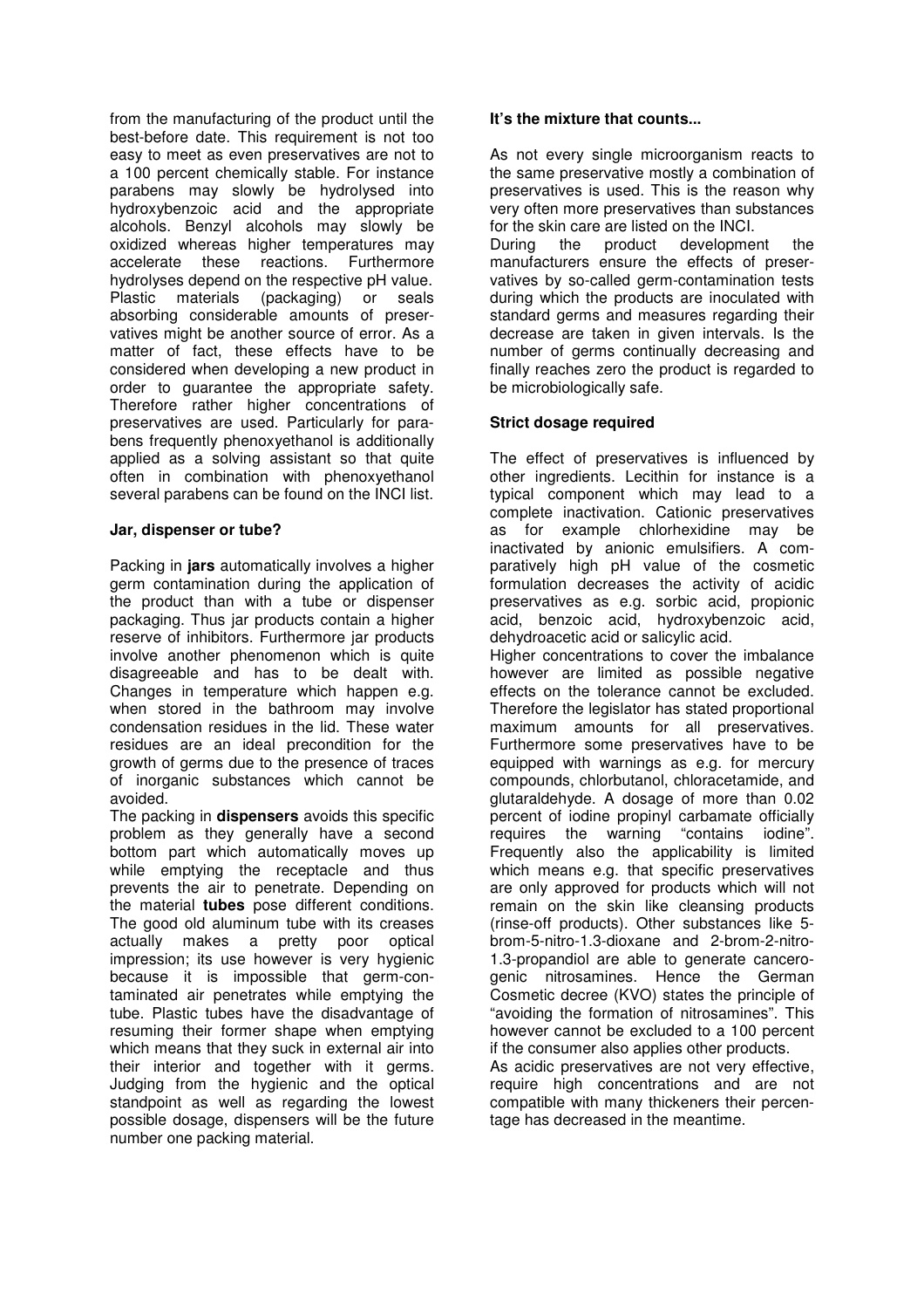from the manufacturing of the product until the best-before date. This requirement is not too easy to meet as even preservatives are not to a 100 percent chemically stable. For instance parabens may slowly be hydrolysed into hydroxybenzoic acid and the appropriate alcohols. Benzyl alcohols may slowly be oxidized whereas higher temperatures may accelerate these reactions. Furthermore hydrolyses depend on the respective pH value. Plastic materials (packaging) or seals absorbing considerable amounts of preservatives might be another source of error. As a matter of fact, these effects have to be considered when developing a new product in order to guarantee the appropriate safety. Therefore rather higher concentrations of preservatives are used. Particularly for parabens frequently phenoxyethanol is additionally applied as a solving assistant so that quite often in combination with phenoxyethanol several parabens can be found on the INCI list.

**Jar, dispenser or tube?**

Packing in **jars** automatically involves a higher germ contamination during the application of the product than with a tube or dispenser packaging. Thus jar products contain a higher reserve of inhibitors. Furthermore jar products involve another phenomenon which is quite disagreeable and has to be dealt with. Changes in temperature which happen e.g. when stored in the bathroom may involve condensation residues in the lid. These water residues are an ideal precondition for the growth of germs due to the presence of traces of inorganic substances which cannot be avoided.

The packing in **dispensers** avoids this specific problem as they generally have a second bottom part which automatically moves up while emptying the receptacle and thus prevents the air to penetrate. Depending on the material **tubes** pose different conditions. The good old aluminum tube with its creases actually makes a pretty poor optical impression; its use however is very hygienic because it is impossible that germ-contaminated air penetrates while emptying the tube. Plastic tubes have the disadvantage of resuming their former shape when emptying which means that they suck in external air into their interior and together with it germs. Judging from the hygienic and the optical standpoint as well as regarding the lowest possible dosage, dispensers will be the future number one packing material.

**It's the mixture that counts...**

As not every single microorganism reacts to the same preservative mostly a combination of preservatives is used. This is the reason why very often more preservatives than substances for the skin care are listed on the INCI.

During the product development the manufacturers ensure the effects of preservatives by so-called germ-contamination tests during which the products are inoculated with standard germs and measures regarding their decrease are taken in given intervals. Is the number of germs continually decreasing and finally reaches zero the product is regarded to be microbiologically safe.

**Strict dosage required**

The effect of preservatives is influenced by other ingredients. Lecithin for instance is a typical component which may lead to a complete inactivation. Cationic preservatives as for example chlorhexidine may be inactivated by anionic emulsifiers. A comparatively high pH value of the cosmetic formulation decreases the activity of acidic preservatives as e.g. sorbic acid, propionic acid, benzoic acid, hydroxybenzoic acid, dehydroacetic acid or salicylic acid.

Higher concentrations to cover the imbalance however are limited as possible negative effects on the tolerance cannot be excluded. Therefore the legislator has stated proportional maximum amounts for all preservatives. Furthermore some preservatives have to be equipped with warnings as e.g. for mercury compounds, chlorbutanol, chloracetamide, and glutaraldehyde. A dosage of more than 0.02 percent of iodine propinyl carbamate officially requires the warning "contains iodine". Frequently also the applicability is limited which means e.g. that specific preservatives are only approved for products which will not remain on the skin like cleansing products (rinse-off products). Other substances like 5-brom-5-nitro-1.3-dioxane and 2-brom-2-nitro-1.3-propandiol are able to generate cancerogenic nitrosamines. Hence the German Cosmetic decree (KVO) states the principle of "avoiding the formation of nitrosamines". This however cannot be excluded to a 100 percent if the consumer also applies other products.

As acidic preservatives are not very effective, require high concentrations and are not compatible with many thickeners their percentage has decreased in the meantime.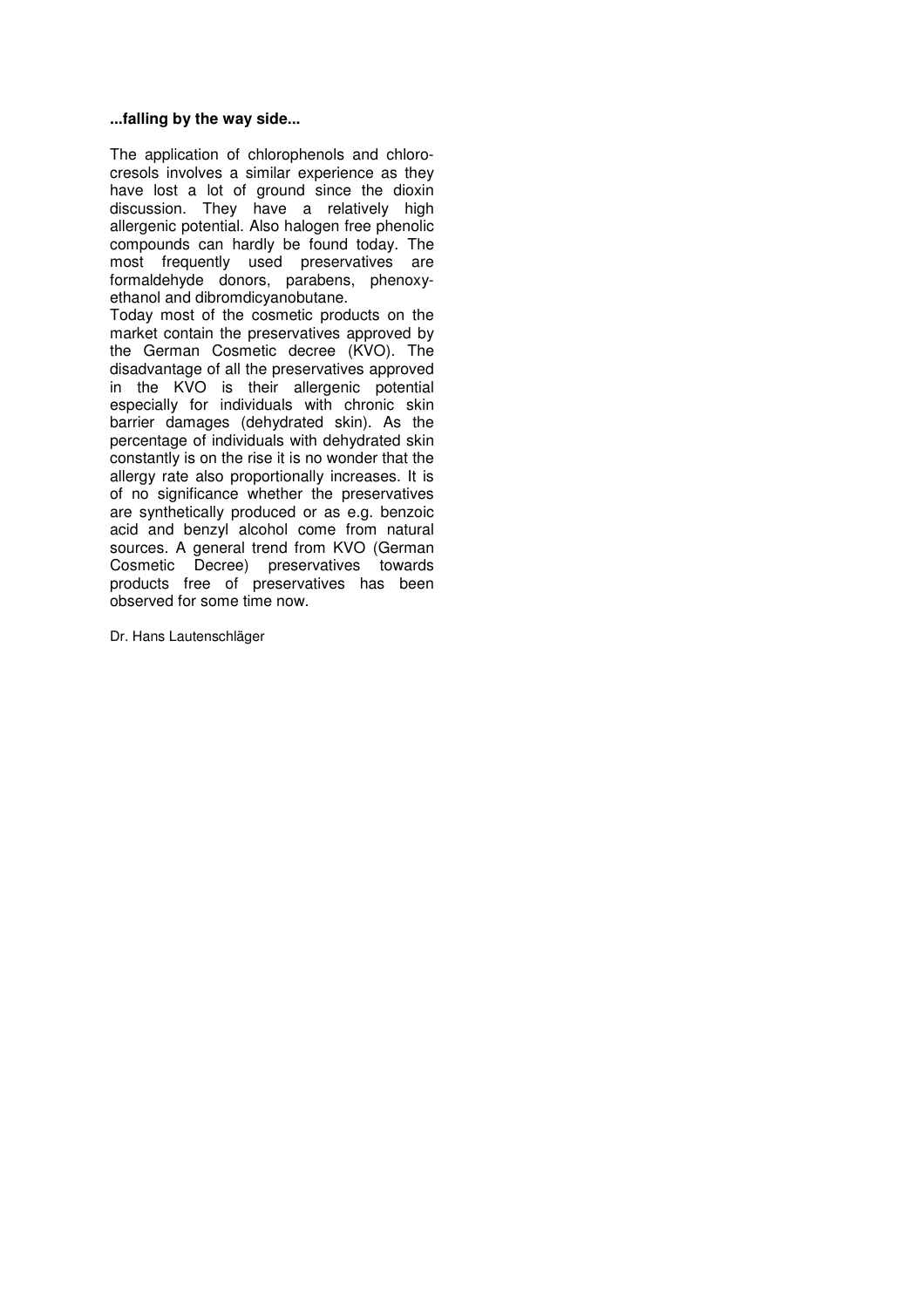**...falling by the way side...**

The application of chlorophenols and chlorocresols involves a similar experience as they have lost a lot of ground since the dioxin discussion. They have a relatively high allergenic potential. Also halogen free phenolic compounds can hardly be found today. The most frequently used preservatives are formaldehyde donors, parabens, phenoxyethanol and dibromdicyanobutane.

Today most of the cosmetic products on the market contain the preservatives approved by the German Cosmetic decree (KVO). The disadvantage of all the preservatives approved in the KVO is their allergenic potential especially for individuals with chronic skin barrier damages (dehydrated skin). As the percentage of individuals with dehydrated skin constantly is on the rise it is no wonder that the allergy rate also proportionally increases. It is of no significance whether the preservatives are synthetically produced or as e.g. benzoic acid and benzyl alcohol come from natural sources. A general trend from KVO (German Cosmetic Decree) preservatives towards products free of preservatives has been observed for some time now.

Dr. Hans Lautenschläger